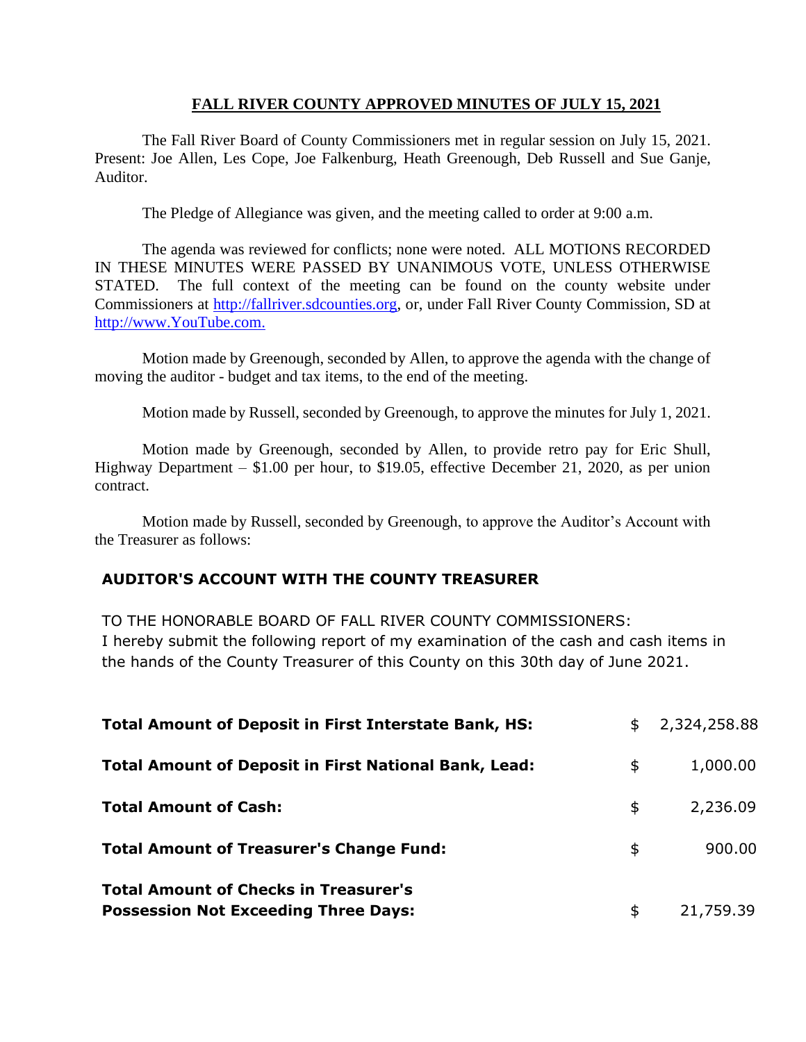# FALL RIVER COUNTY APPROVED MINUTES OF JULY 15, 2021

The Fall River Board of County Commissioners met in regular session on July 15, 2021. Present: Joe Allen, Les Cope, Joe Falkenburg, Heath Greenough, Deb Russell and Sue Ganje, Auditor.

The Pledge of Allegiance was given, and the meeting called to order at 9:00 a.m.

The agenda was reviewed for conflicts; none were noted. ALL MOTIONS RECORDED IN THESE MINUTES WERE PASSED BY UNANIMOUS VOTE, UNLESS OTHERWISE STATED. The full context of the meeting can be found on the county website under Commissioners at http://fallriver.sdcounties.org, or, under Fall River County Commission, SD at http://www.YouTube.com.

Motion made by Greenough, seconded by Allen, to approve the agenda with the change of moving the auditor - budget and tax items, to the end of the meeting.

Motion made by Russell, seconded by Greenough, to approve the minutes for July 1, 2021.

Motion made by Greenough, seconded by Allen, to provide retro pay for Eric Shull, Highway Department – $1.00 per hour, to $19.05, effective December 21, 2020, as per union contract.

Motion made by Russell, seconded by Greenough, to approve the Auditor's Account with the Treasurer as follows:

## AUDITOR'S ACCOUNT WITH THE COUNTY TREASURER

TO THE HONORABLE BOARD OF FALL RIVER COUNTY COMMISSIONERS:
I hereby submit the following report of my examination of the cash and cash items in the hands of the County Treasurer of this County on this 30th day of June 2021.

| | | |
|---|---|---|
| **Total Amount of Deposit in First Interstate Bank, HS:** | $ | 2,324,258.88 |
| **Total Amount of Deposit in First National Bank, Lead:** | $ | 1,000.00 |
| **Total Amount of Cash:** | $ | 2,236.09 |
| **Total Amount of Treasurer's Change Fund:** | $ | 900.00 |
| **Total Amount of Checks in Treasurer's Possession Not Exceeding Three Days:** | $ | 21,759.39 |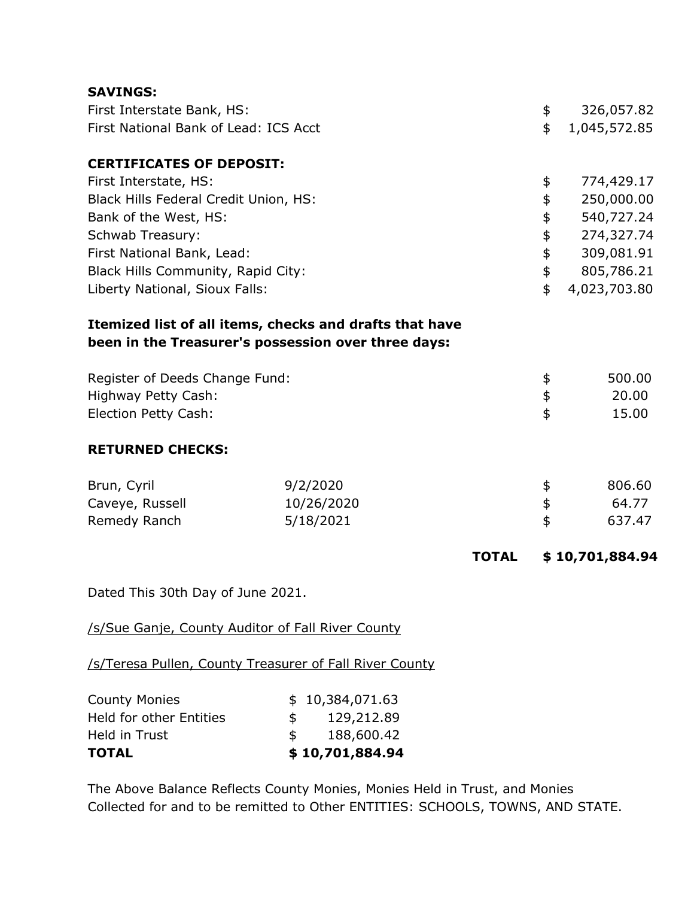**SAVINGS:**

| | |
|---|---|
| First Interstate Bank, HS: | $ 326,057.82 |
| First National Bank of Lead: ICS Acct | $ 1,045,572.85 |

**CERTIFICATES OF DEPOSIT:**

| | |
|---|---|
| First Interstate, HS: | $ 774,429.17 |
| Black Hills Federal Credit Union, HS: | $ 250,000.00 |
| Bank of the West, HS: | $ 540,727.24 |
| Schwab Treasury: | $ 274,327.74 |
| First National Bank, Lead: | $ 309,081.91 |
| Black Hills Community, Rapid City: | $ 805,786.21 |
| Liberty National, Sioux Falls: | $ 4,023,703.80 |

**Itemized list of all items, checks and drafts that have been in the Treasurer's possession over three days:**

| | |
|---|---|
| Register of Deeds Change Fund: | $ 500.00 |
| Highway Petty Cash: | $ 20.00 |
| Election Petty Cash: | $ 15.00 |

**RETURNED CHECKS:**

| | | |
|---|---|---|
| Brun, Cyril | 9/2/2020 | $ 806.60 |
| Caveye, Russell | 10/26/2020 | $ 64.77 |
| Remedy Ranch | 5/18/2021 | $ 637.47 |
| | **TOTAL** | **$ 10,701,884.94** |

Dated This 30th Day of June 2021.

/s/Sue Ganje, County Auditor of Fall River County

/s/Teresa Pullen, County Treasurer of Fall River County

| | |
|---|---|
| County Monies | $ 10,384,071.63 |
| Held for other Entities | $ 129,212.89 |
| Held in Trust | $ 188,600.42 |
| **TOTAL** | **$ 10,701,884.94** |

The Above Balance Reflects County Monies, Monies Held in Trust, and Monies Collected for and to be remitted to Other ENTITIES: SCHOOLS, TOWNS, AND STATE.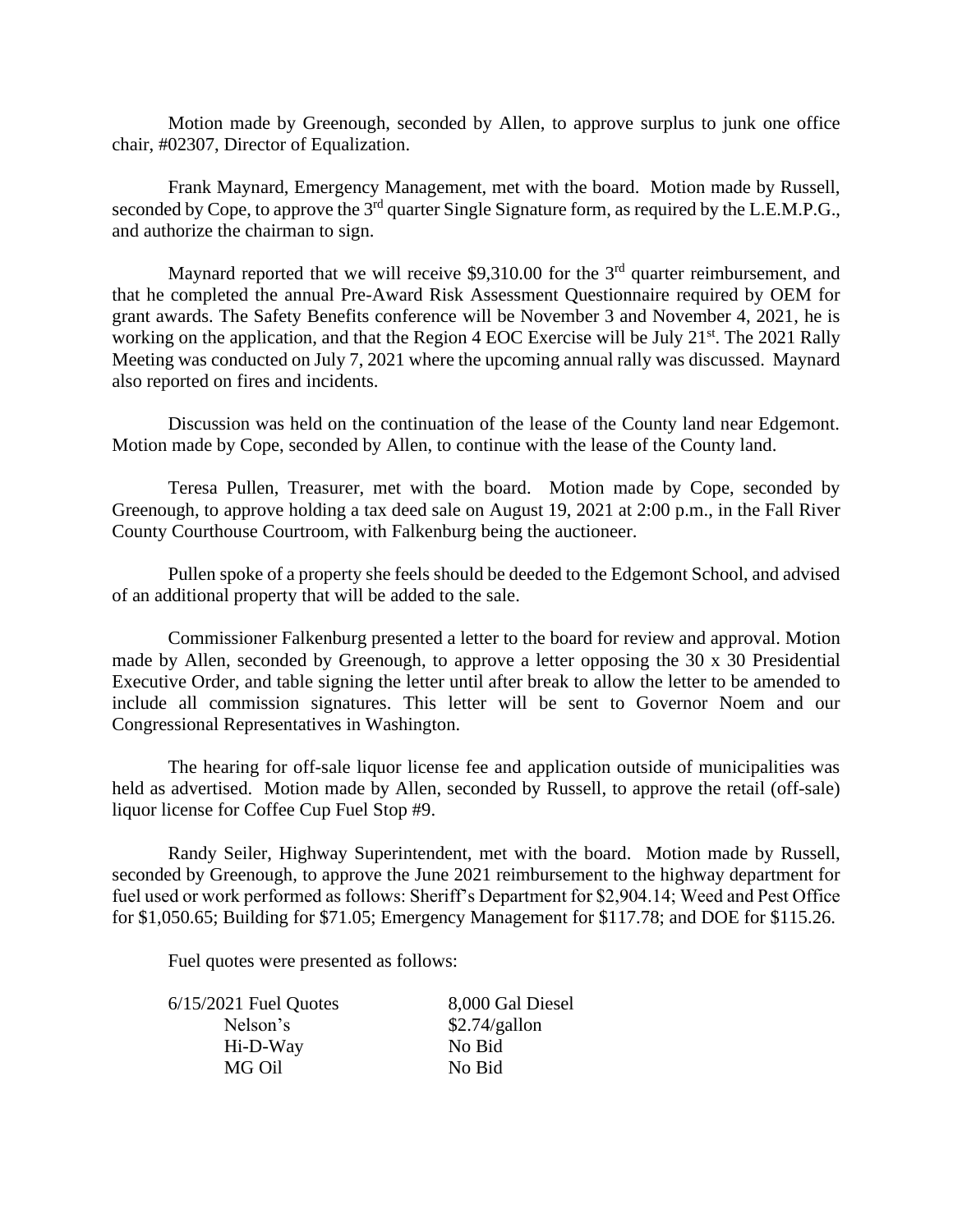Motion made by Greenough, seconded by Allen, to approve surplus to junk one office chair, #02307, Director of Equalization.

Frank Maynard, Emergency Management, met with the board. Motion made by Russell, seconded by Cope, to approve the 3rd quarter Single Signature form, as required by the L.E.M.P.G., and authorize the chairman to sign.

Maynard reported that we will receive $9,310.00 for the 3rd quarter reimbursement, and that he completed the annual Pre-Award Risk Assessment Questionnaire required by OEM for grant awards. The Safety Benefits conference will be November 3 and November 4, 2021, he is working on the application, and that the Region 4 EOC Exercise will be July 21st. The 2021 Rally Meeting was conducted on July 7, 2021 where the upcoming annual rally was discussed. Maynard also reported on fires and incidents.

Discussion was held on the continuation of the lease of the County land near Edgemont. Motion made by Cope, seconded by Allen, to continue with the lease of the County land.

Teresa Pullen, Treasurer, met with the board. Motion made by Cope, seconded by Greenough, to approve holding a tax deed sale on August 19, 2021 at 2:00 p.m., in the Fall River County Courthouse Courtroom, with Falkenburg being the auctioneer.

Pullen spoke of a property she feels should be deeded to the Edgemont School, and advised of an additional property that will be added to the sale.

Commissioner Falkenburg presented a letter to the board for review and approval. Motion made by Allen, seconded by Greenough, to approve a letter opposing the 30 x 30 Presidential Executive Order, and table signing the letter until after break to allow the letter to be amended to include all commission signatures. This letter will be sent to Governor Noem and our Congressional Representatives in Washington.

The hearing for off-sale liquor license fee and application outside of municipalities was held as advertised. Motion made by Allen, seconded by Russell, to approve the retail (off-sale) liquor license for Coffee Cup Fuel Stop #9.

Randy Seiler, Highway Superintendent, met with the board. Motion made by Russell, seconded by Greenough, to approve the June 2021 reimbursement to the highway department for fuel used or work performed as follows: Sheriff's Department for $2,904.14; Weed and Pest Office for $1,050.65; Building for $71.05; Emergency Management for $117.78; and DOE for $115.26.

Fuel quotes were presented as follows:

| 6/15/2021 Fuel Quotes | 8,000 Gal Diesel |
|---|---|
| Nelson's | $2.74/gallon |
| Hi-D-Way | No Bid |
| MG Oil | No Bid |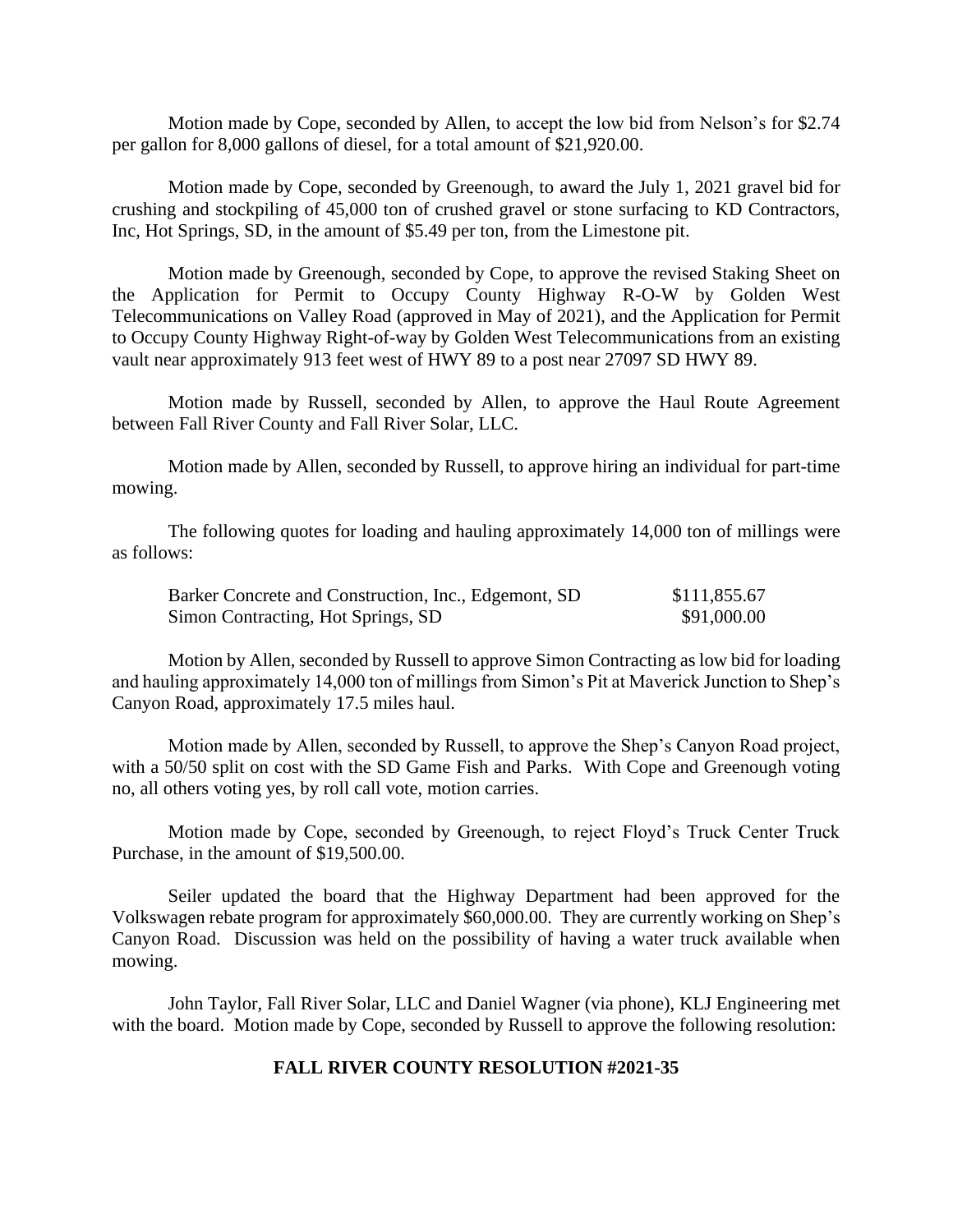Motion made by Cope, seconded by Allen, to accept the low bid from Nelson's for $2.74 per gallon for 8,000 gallons of diesel, for a total amount of $21,920.00.

Motion made by Cope, seconded by Greenough, to award the July 1, 2021 gravel bid for crushing and stockpiling of 45,000 ton of crushed gravel or stone surfacing to KD Contractors, Inc, Hot Springs, SD, in the amount of $5.49 per ton, from the Limestone pit.

Motion made by Greenough, seconded by Cope, to approve the revised Staking Sheet on the Application for Permit to Occupy County Highway R-O-W by Golden West Telecommunications on Valley Road (approved in May of 2021), and the Application for Permit to Occupy County Highway Right-of-way by Golden West Telecommunications from an existing vault near approximately 913 feet west of HWY 89 to a post near 27097 SD HWY 89.

Motion made by Russell, seconded by Allen, to approve the Haul Route Agreement between Fall River County and Fall River Solar, LLC.

Motion made by Allen, seconded by Russell, to approve hiring an individual for part-time mowing.

The following quotes for loading and hauling approximately 14,000 ton of millings were as follows:

| | |
|---|---|
| Barker Concrete and Construction, Inc., Edgemont, SD | $111,855.67 |
| Simon Contracting, Hot Springs, SD | $91,000.00 |

Motion by Allen, seconded by Russell to approve Simon Contracting as low bid for loading and hauling approximately 14,000 ton of millings from Simon's Pit at Maverick Junction to Shep's Canyon Road, approximately 17.5 miles haul.

Motion made by Allen, seconded by Russell, to approve the Shep's Canyon Road project, with a 50/50 split on cost with the SD Game Fish and Parks. With Cope and Greenough voting no, all others voting yes, by roll call vote, motion carries.

Motion made by Cope, seconded by Greenough, to reject Floyd's Truck Center Truck Purchase, in the amount of $19,500.00.

Seiler updated the board that the Highway Department had been approved for the Volkswagen rebate program for approximately $60,000.00. They are currently working on Shep's Canyon Road. Discussion was held on the possibility of having a water truck available when mowing.

John Taylor, Fall River Solar, LLC and Daniel Wagner (via phone), KLJ Engineering met with the board. Motion made by Cope, seconded by Russell to approve the following resolution:

**FALL RIVER COUNTY RESOLUTION #2021-35**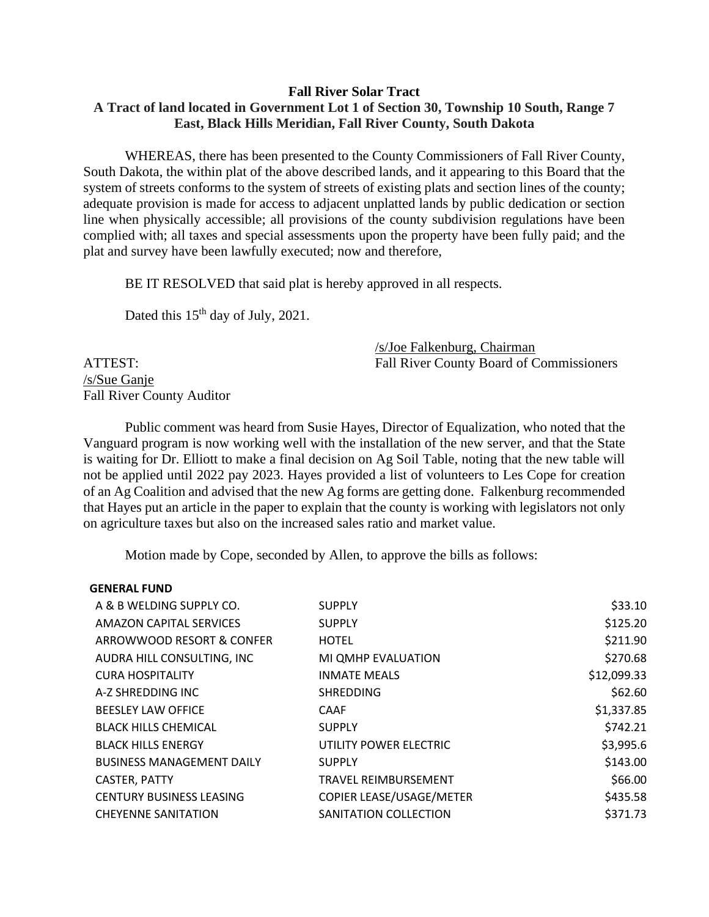**Fall River Solar Tract**
**A Tract of land located in Government Lot 1 of Section 30, Township 10 South, Range 7 East, Black Hills Meridian, Fall River County, South Dakota**

WHEREAS, there has been presented to the County Commissioners of Fall River County, South Dakota, the within plat of the above described lands, and it appearing to this Board that the system of streets conforms to the system of streets of existing plats and section lines of the county; adequate provision is made for access to adjacent unplatted lands by public dedication or section line when physically accessible; all provisions of the county subdivision regulations have been complied with; all taxes and special assessments upon the property have been fully paid; and the plat and survey have been lawfully executed; now and therefore,

BE IT RESOLVED that said plat is hereby approved in all respects.

Dated this 15th day of July, 2021.

/s/Joe Falkenburg, Chairman
Fall River County Board of Commissioners

ATTEST:
/s/Sue Ganje
Fall River County Auditor

Public comment was heard from Susie Hayes, Director of Equalization, who noted that the Vanguard program is now working well with the installation of the new server, and that the State is waiting for Dr. Elliott to make a final decision on Ag Soil Table, noting that the new table will not be applied until 2022 pay 2023. Hayes provided a list of volunteers to Les Cope for creation of an Ag Coalition and advised that the new Ag forms are getting done. Falkenburg recommended that Hayes put an article in the paper to explain that the county is working with legislators not only on agriculture taxes but also on the increased sales ratio and market value.

Motion made by Cope, seconded by Allen, to approve the bills as follows:

| **GENERAL FUND** | | |
|---|---|---|
| A & B WELDING SUPPLY CO. | SUPPLY | $33.10 |
| AMAZON CAPITAL SERVICES | SUPPLY | $125.20 |
| ARROWWOOD RESORT & CONFER | HOTEL | $211.90 |
| AUDRA HILL CONSULTING, INC | MI QMHP EVALUATION | $270.68 |
| CURA HOSPITALITY | INMATE MEALS | $12,099.33 |
| A-Z SHREDDING INC | SHREDDING | $62.60 |
| BEESLEY LAW OFFICE | CAAF | $1,337.85 |
| BLACK HILLS CHEMICAL | SUPPLY | $742.21 |
| BLACK HILLS ENERGY | UTILITY POWER ELECTRIC | $3,995.6 |
| BUSINESS MANAGEMENT DAILY | SUPPLY | $143.00 |
| CASTER, PATTY | TRAVEL REIMBURSEMENT | $66.00 |
| CENTURY BUSINESS LEASING | COPIER LEASE/USAGE/METER | $435.58 |
| CHEYENNE SANITATION | SANITATION COLLECTION | $371.73 |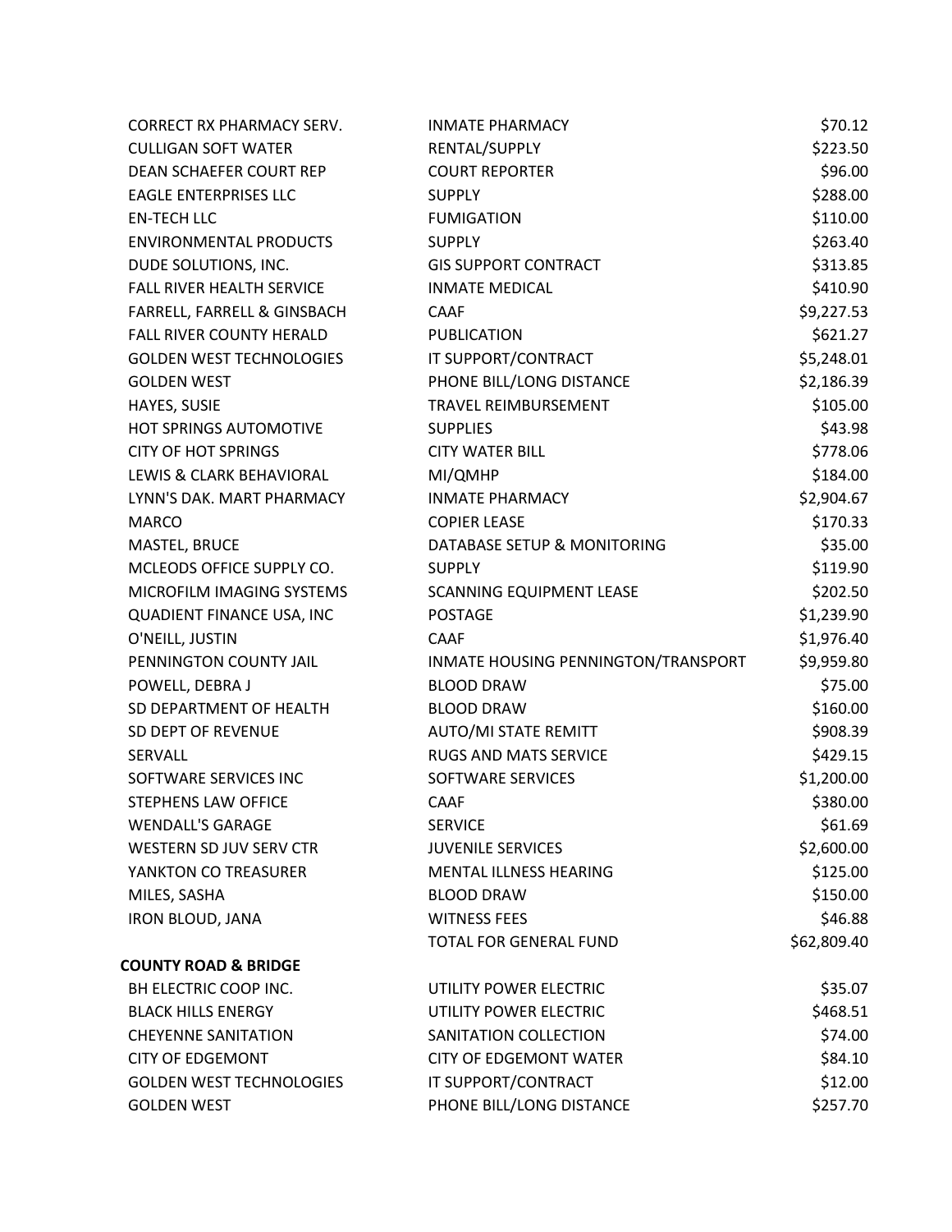| | | |
|---|---|---|
| CORRECT RX PHARMACY SERV. | INMATE PHARMACY | $70.12 |
| CULLIGAN SOFT WATER | RENTAL/SUPPLY | $223.50 |
| DEAN SCHAEFER COURT REP | COURT REPORTER | $96.00 |
| EAGLE ENTERPRISES LLC | SUPPLY | $288.00 |
| EN-TECH LLC | FUMIGATION | $110.00 |
| ENVIRONMENTAL PRODUCTS | SUPPLY | $263.40 |
| DUDE SOLUTIONS, INC. | GIS SUPPORT CONTRACT | $313.85 |
| FALL RIVER HEALTH SERVICE | INMATE MEDICAL | $410.90 |
| FARRELL, FARRELL & GINSBACH | CAAF | $9,227.53 |
| FALL RIVER COUNTY HERALD | PUBLICATION | $621.27 |
| GOLDEN WEST TECHNOLOGIES | IT SUPPORT/CONTRACT | $5,248.01 |
| GOLDEN WEST | PHONE BILL/LONG DISTANCE | $2,186.39 |
| HAYES, SUSIE | TRAVEL REIMBURSEMENT | $105.00 |
| HOT SPRINGS AUTOMOTIVE | SUPPLIES | $43.98 |
| CITY OF HOT SPRINGS | CITY WATER BILL | $778.06 |
| LEWIS & CLARK BEHAVIORAL | MI/QMHP | $184.00 |
| LYNN'S DAK. MART PHARMACY | INMATE PHARMACY | $2,904.67 |
| MARCO | COPIER LEASE | $170.33 |
| MASTEL, BRUCE | DATABASE SETUP & MONITORING | $35.00 |
| MCLEODS OFFICE SUPPLY CO. | SUPPLY | $119.90 |
| MICROFILM IMAGING SYSTEMS | SCANNING EQUIPMENT LEASE | $202.50 |
| QUADIENT FINANCE USA, INC | POSTAGE | $1,239.90 |
| O'NEILL, JUSTIN | CAAF | $1,976.40 |
| PENNINGTON COUNTY JAIL | INMATE HOUSING PENNINGTON/TRANSPORT | $9,959.80 |
| POWELL, DEBRA J | BLOOD DRAW | $75.00 |
| SD DEPARTMENT OF HEALTH | BLOOD DRAW | $160.00 |
| SD DEPT OF REVENUE | AUTO/MI STATE REMITT | $908.39 |
| SERVALL | RUGS AND MATS SERVICE | $429.15 |
| SOFTWARE SERVICES INC | SOFTWARE SERVICES | $1,200.00 |
| STEPHENS LAW OFFICE | CAAF | $380.00 |
| WENDALL'S GARAGE | SERVICE | $61.69 |
| WESTERN SD JUV SERV CTR | JUVENILE SERVICES | $2,600.00 |
| YANKTON CO TREASURER | MENTAL ILLNESS HEARING | $125.00 |
| MILES, SASHA | BLOOD DRAW | $150.00 |
| IRON BLOUD, JANA | WITNESS FEES | $46.88 |
| | TOTAL FOR GENERAL FUND | $62,809.40 |

**COUNTY ROAD & BRIDGE**

| | | |
|---|---|---|
| BH ELECTRIC COOP INC. | UTILITY POWER ELECTRIC | $35.07 |
| BLACK HILLS ENERGY | UTILITY POWER ELECTRIC | $468.51 |
| CHEYENNE SANITATION | SANITATION COLLECTION | $74.00 |
| CITY OF EDGEMONT | CITY OF EDGEMONT WATER | $84.10 |
| GOLDEN WEST TECHNOLOGIES | IT SUPPORT/CONTRACT | $12.00 |
| GOLDEN WEST | PHONE BILL/LONG DISTANCE | $257.70 |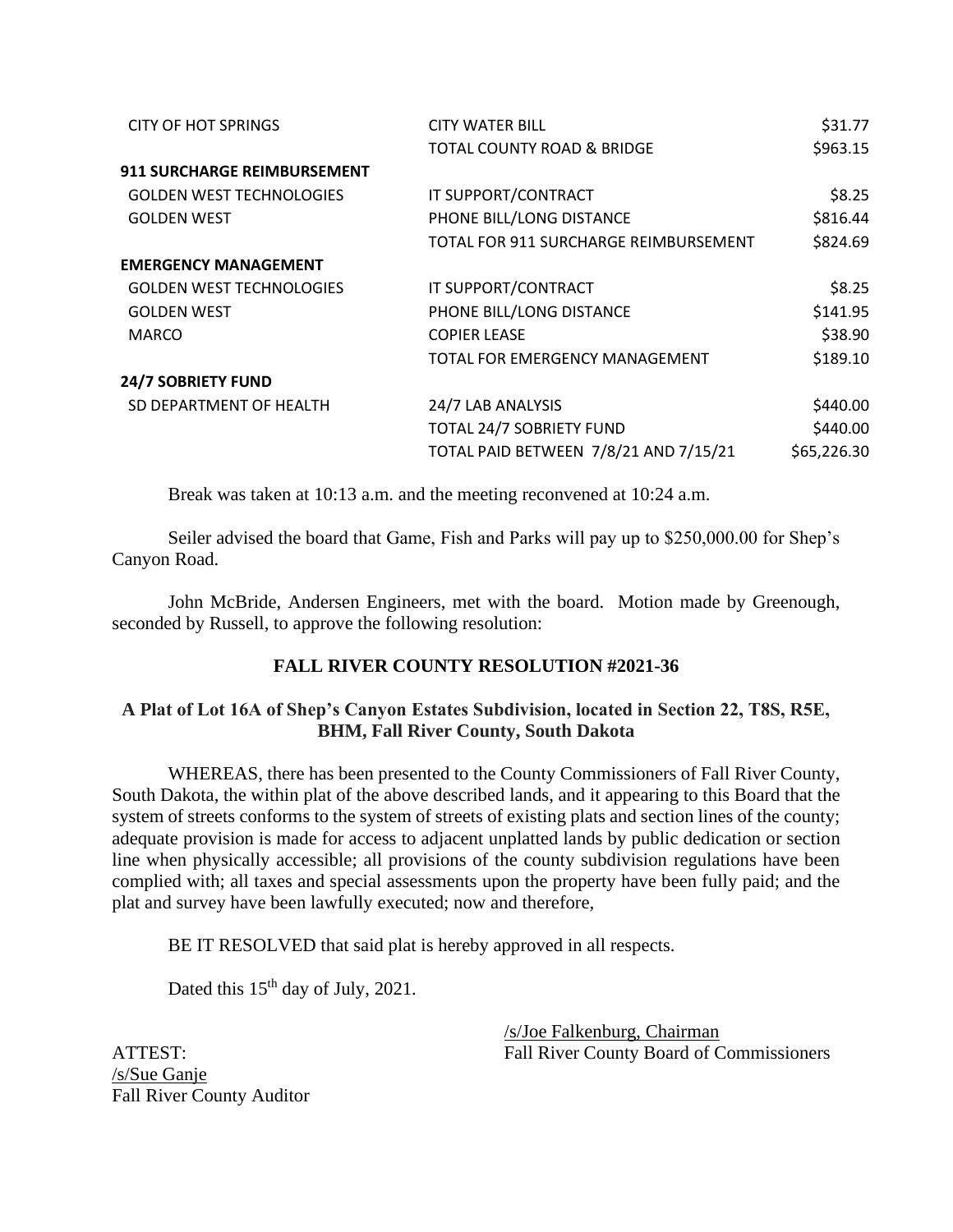| | | |
|---|---|---|
| CITY OF HOT SPRINGS | CITY WATER BILL | $31.77 |
| | TOTAL COUNTY ROAD & BRIDGE | $963.15 |
| **911 SURCHARGE REIMBURSEMENT** | | |
| GOLDEN WEST TECHNOLOGIES | IT SUPPORT/CONTRACT | $8.25 |
| GOLDEN WEST | PHONE BILL/LONG DISTANCE | $816.44 |
| | TOTAL FOR 911 SURCHARGE REIMBURSEMENT | $824.69 |
| **EMERGENCY MANAGEMENT** | | |
| GOLDEN WEST TECHNOLOGIES | IT SUPPORT/CONTRACT | $8.25 |
| GOLDEN WEST | PHONE BILL/LONG DISTANCE | $141.95 |
| MARCO | COPIER LEASE | $38.90 |
| | TOTAL FOR EMERGENCY MANAGEMENT | $189.10 |
| **24/7 SOBRIETY FUND** | | |
| SD DEPARTMENT OF HEALTH | 24/7 LAB ANALYSIS | $440.00 |
| | TOTAL 24/7 SOBRIETY FUND | $440.00 |
| | TOTAL PAID BETWEEN 7/8/21 AND 7/15/21 | $65,226.30 |

Break was taken at 10:13 a.m. and the meeting reconvened at 10:24 a.m.

Seiler advised the board that Game, Fish and Parks will pay up to $250,000.00 for Shep's Canyon Road.

John McBride, Andersen Engineers, met with the board. Motion made by Greenough, seconded by Russell, to approve the following resolution:

**FALL RIVER COUNTY RESOLUTION #2021-36**

**A Plat of Lot 16A of Shep's Canyon Estates Subdivision, located in Section 22, T8S, R5E, BHM, Fall River County, South Dakota**

WHEREAS, there has been presented to the County Commissioners of Fall River County, South Dakota, the within plat of the above described lands, and it appearing to this Board that the system of streets conforms to the system of streets of existing plats and section lines of the county; adequate provision is made for access to adjacent unplatted lands by public dedication or section line when physically accessible; all provisions of the county subdivision regulations have been complied with; all taxes and special assessments upon the property have been fully paid; and the plat and survey have been lawfully executed; now and therefore,

BE IT RESOLVED that said plat is hereby approved in all respects.

Dated this 15th day of July, 2021.

/s/Joe Falkenburg, Chairman
Fall River County Board of Commissioners

ATTEST:
/s/Sue Ganje
Fall River County Auditor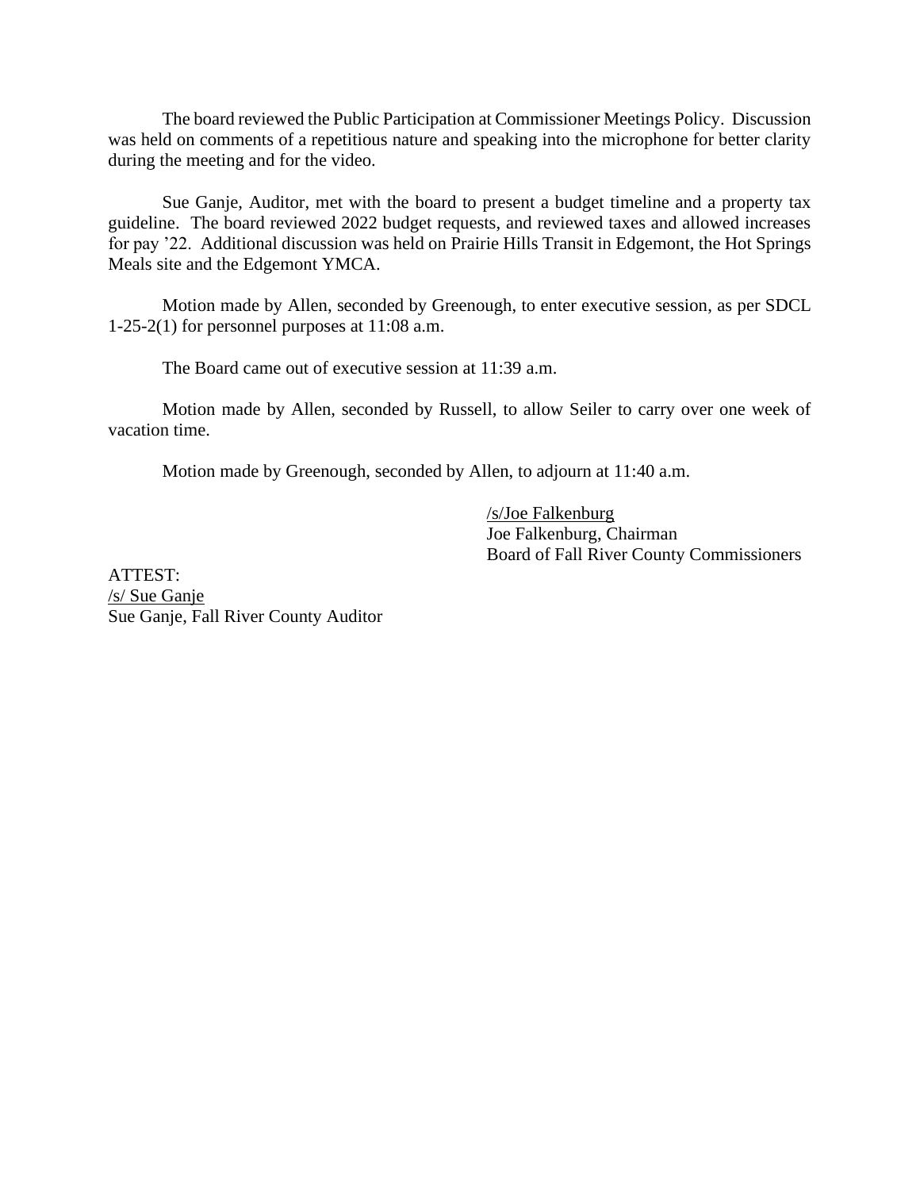The board reviewed the Public Participation at Commissioner Meetings Policy. Discussion was held on comments of a repetitious nature and speaking into the microphone for better clarity during the meeting and for the video.

Sue Ganje, Auditor, met with the board to present a budget timeline and a property tax guideline. The board reviewed 2022 budget requests, and reviewed taxes and allowed increases for pay '22. Additional discussion was held on Prairie Hills Transit in Edgemont, the Hot Springs Meals site and the Edgemont YMCA.

Motion made by Allen, seconded by Greenough, to enter executive session, as per SDCL 1-25-2(1) for personnel purposes at 11:08 a.m.

The Board came out of executive session at 11:39 a.m.

Motion made by Allen, seconded by Russell, to allow Seiler to carry over one week of vacation time.

Motion made by Greenough, seconded by Allen, to adjourn at 11:40 a.m.

/s/Joe Falkenburg
Joe Falkenburg, Chairman
Board of Fall River County Commissioners

ATTEST:
/s/ Sue Ganje
Sue Ganje, Fall River County Auditor